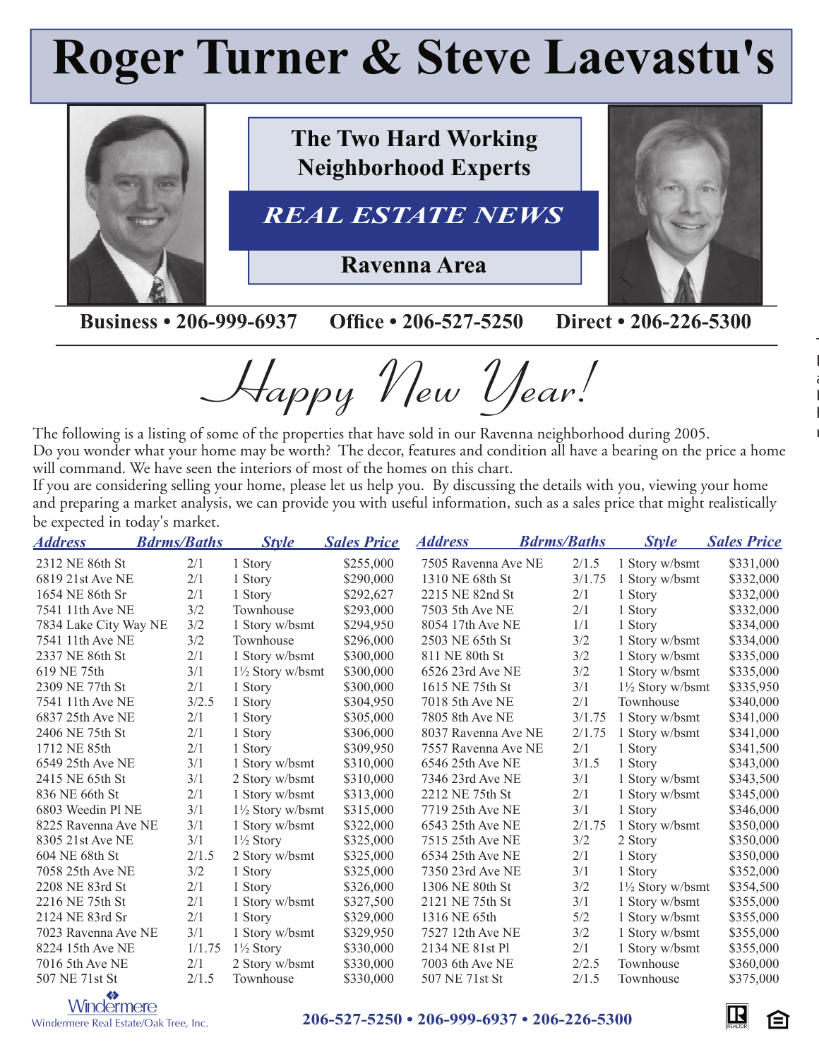# Roger Turner & Steve Laevastu's

**The Two Hard Working Neighborhood Experts**

## *REAL ESTATE NEWS*

**Ravenna Area**

**Business • 206-999-6937 Office • 206-527-5250 Direct • 206-226-5300**

## *Happy New Year!*

The following is a listing of some of the properties that have sold in our Ravenna neighborhood during 2005.
Do you wonder what your home may be worth? The decor, features and condition all have a bearing on the price a home will command. We have seen the interiors of most of the homes on this chart.
If you are considering selling your home, please let us help you. By discussing the details with you, viewing your home and preparing a market analysis, we can provide you with useful information, such as a sales price that might realistically be expected in today's market.

| Address | Bdrms/Baths | Style | Sales Price |
|---|---|---|---|
| 2312 NE 86th St | 2/1 | 1 Story | $255,000 |
| 6819 21st Ave NE | 2/1 | 1 Story | $290,000 |
| 1654 NE 86th Sr | 2/1 | 1 Story | $292,627 |
| 7541 11th Ave NE | 3/2 | Townhouse | $293,000 |
| 7834 Lake City Way NE | 3/2 | 1 Story w/bsmt | $294,950 |
| 7541 11th Ave NE | 3/2 | Townhouse | $296,000 |
| 2337 NE 86th St | 2/1 | 1 Story w/bsmt | $300,000 |
| 619 NE 75th | 3/1 | 1½ Story w/bsmt | $300,000 |
| 2309 NE 77th St | 2/1 | 1 Story | $300,000 |
| 7541 11th Ave NE | 3/2.5 | 1 Story | $304,950 |
| 6837 25th Ave NE | 2/1 | 1 Story | $305,000 |
| 2406 NE 75th St | 2/1 | 1 Story | $306,000 |
| 1712 NE 85th | 2/1 | 1 Story | $309,950 |
| 6549 25th Ave NE | 3/1 | 1 Story w/bsmt | $310,000 |
| 2415 NE 65th St | 3/1 | 2 Story w/bsmt | $310,000 |
| 836 NE 66th St | 2/1 | 1 Story w/bsmt | $313,000 |
| 6803 Weedin Pl NE | 3/1 | 1½ Story w/bsmt | $315,000 |
| 8225 Ravenna Ave NE | 3/1 | 1 Story w/bsmt | $322,000 |
| 8305 21st Ave NE | 3/1 | 1½ Story | $325,000 |
| 604 NE 68th St | 2/1.5 | 2 Story w/bsmt | $325,000 |
| 7058 25th Ave NE | 3/2 | 1 Story | $325,000 |
| 2208 NE 83rd St | 2/1 | 1 Story | $326,000 |
| 2216 NE 75th St | 2/1 | 1 Story w/bsmt | $327,500 |
| 2124 NE 83rd Sr | 2/1 | 1 Story | $329,000 |
| 7023 Ravenna Ave NE | 3/1 | 1 Story w/bsmt | $329,950 |
| 8224 15th Ave NE | 1/1.75 | 1½ Story | $330,000 |
| 7016 5th Ave NE | 2/1 | 2 Story w/bsmt | $330,000 |
| 507 NE 71st St | 2/1.5 | Townhouse | $330,000 |
| 7505 Ravenna Ave NE | 2/1.5 | 1 Story w/bsmt | $331,000 |
| 1310 NE 68th St | 3/1.75 | 1 Story w/bsmt | $332,000 |
| 2215 NE 82nd St | 2/1 | 1 Story | $332,000 |
| 7503 5th Ave NE | 2/1 | 1 Story | $332,000 |
| 8054 17th Ave NE | 1/1 | 1 Story | $334,000 |
| 2503 NE 65th St | 3/2 | 1 Story w/bsmt | $334,000 |
| 811 NE 80th St | 3/2 | 1 Story w/bsmt | $335,000 |
| 6526 23rd Ave NE | 3/2 | 1 Story w/bsmt | $335,000 |
| 1615 NE 75th St | 3/1 | 1½ Story w/bsmt | $335,950 |
| 7018 5th Ave NE | 2/1 | Townhouse | $340,000 |
| 7805 8th Ave NE | 3/1.75 | 1 Story w/bsmt | $341,000 |
| 8037 Ravenna Ave NE | 2/1.75 | 1 Story w/bsmt | $341,000 |
| 7557 Ravenna Ave NE | 2/1 | 1 Story | $341,500 |
| 6546 25th Ave NE | 3/1.5 | 1 Story | $343,000 |
| 7346 23rd Ave NE | 3/1 | 1 Story w/bsmt | $343,500 |
| 2212 NE 75th St | 2/1 | 1 Story w/bsmt | $345,000 |
| 7719 25th Ave NE | 3/1 | 1 Story | $346,000 |
| 6543 25th Ave NE | 2/1.75 | 1 Story w/bsmt | $350,000 |
| 7515 25th Ave NE | 3/2 | 2 Story | $350,000 |
| 6534 25th Ave NE | 2/1 | 1 Story | $350,000 |
| 7350 23rd Ave NE | 3/1 | 1 Story | $352,000 |
| 1306 NE 80th St | 3/2 | 1½ Story w/bsmt | $354,500 |
| 2121 NE 75th St | 3/1 | 1 Story w/bsmt | $355,000 |
| 1316 NE 65th | 5/2 | 1 Story w/bsmt | $355,000 |
| 7527 12th Ave NE | 3/2 | 1 Story w/bsmt | $355,000 |
| 2134 NE 81st Pl | 2/1 | 1 Story w/bsmt | $355,000 |
| 7003 6th Ave NE | 2/2.5 | Townhouse | $360,000 |
| 507 NE 71st St | 2/1.5 | Townhouse | $375,000 |

Windermere
Windermere Real Estate/Oak Tree, Inc.

**206-527-5250 • 206-999-6937 • 206-226-5300**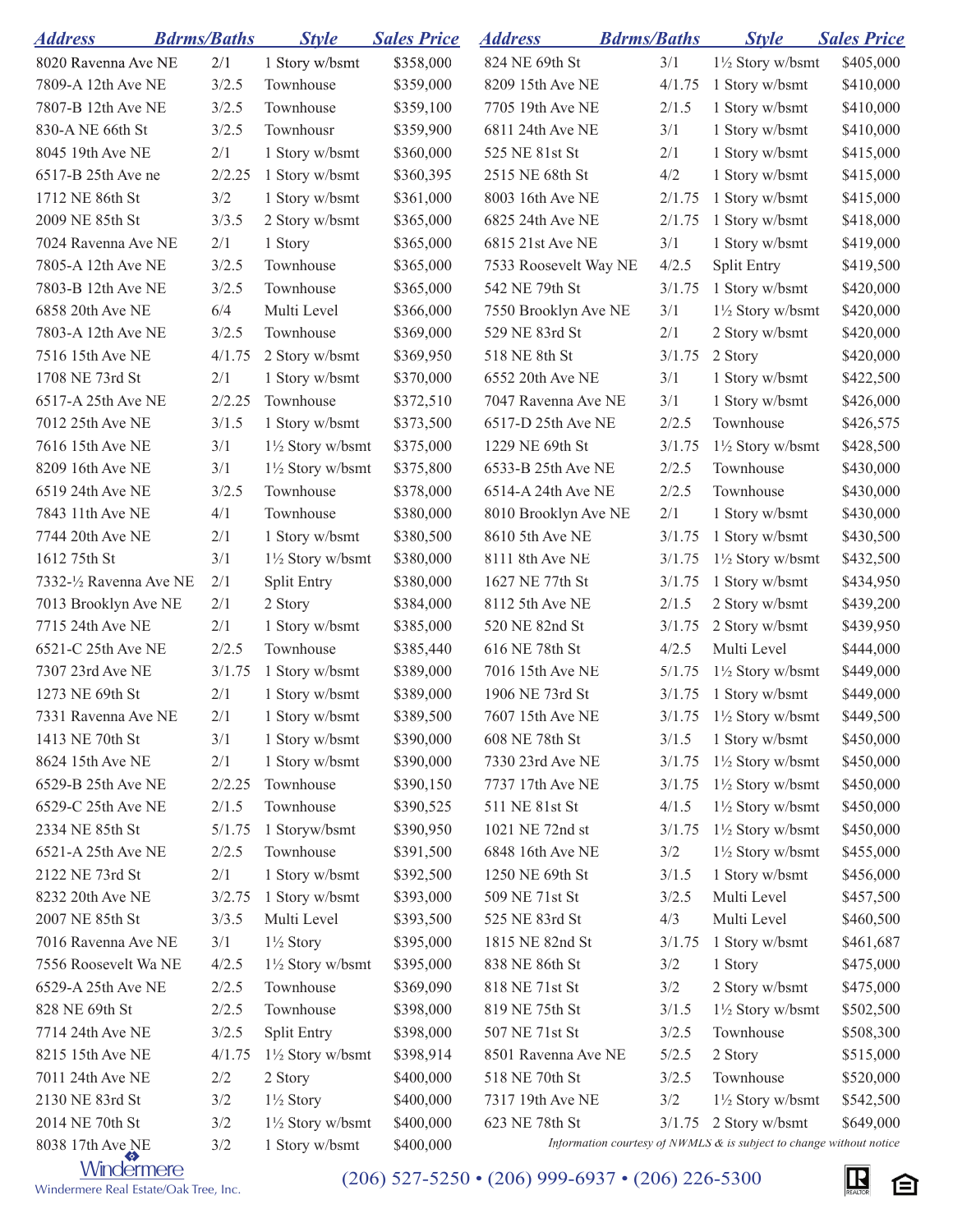| Address | Bdrms/Baths | Style | Sales Price |
|---|---|---|---|
| 8020 Ravenna Ave NE | 2/1 | 1 Story w/bsmt | $358,000 |
| 7809-A 12th Ave NE | 3/2.5 | Townhouse | $359,000 |
| 7807-B 12th Ave NE | 3/2.5 | Townhouse | $359,100 |
| 830-A NE 66th St | 3/2.5 | Townhousr | $359,900 |
| 8045 19th Ave NE | 2/1 | 1 Story w/bsmt | $360,000 |
| 6517-B 25th Ave ne | 2/2.25 | 1 Story w/bsmt | $360,395 |
| 1712 NE 86th St | 3/2 | 1 Story w/bsmt | $361,000 |
| 2009 NE 85th St | 3/3.5 | 2 Story w/bsmt | $365,000 |
| 7024 Ravenna Ave NE | 2/1 | 1 Story | $365,000 |
| 7805-A 12th Ave NE | 3/2.5 | Townhouse | $365,000 |
| 7803-B 12th Ave NE | 3/2.5 | Townhouse | $365,000 |
| 6858 20th Ave NE | 6/4 | Multi Level | $366,000 |
| 7803-A 12th Ave NE | 3/2.5 | Townhouse | $369,000 |
| 7516 15th Ave NE | 4/1.75 | 2 Story w/bsmt | $369,950 |
| 1708 NE 73rd St | 2/1 | 1 Story w/bsmt | $370,000 |
| 6517-A 25th Ave NE | 2/2.25 | Townhouse | $372,510 |
| 7012 25th Ave NE | 3/1.5 | 1 Story w/bsmt | $373,500 |
| 7616 15th Ave NE | 3/1 | 1½ Story w/bsmt | $375,000 |
| 8209 16th Ave NE | 3/1 | 1½ Story w/bsmt | $375,800 |
| 6519 24th Ave NE | 3/2.5 | Townhouse | $378,000 |
| 7843 11th Ave NE | 4/1 | Townhouse | $380,000 |
| 7744 20th Ave NE | 2/1 | 1 Story w/bsmt | $380,500 |
| 1612 75th St | 3/1 | 1½ Story w/bsmt | $380,000 |
| 7332-½ Ravenna Ave NE | 2/1 | Split Entry | $380,000 |
| 7013 Brooklyn Ave NE | 2/1 | 2 Story | $384,000 |
| 7715 24th Ave NE | 2/1 | 1 Story w/bsmt | $385,000 |
| 6521-C 25th Ave NE | 2/2.5 | Townhouse | $385,440 |
| 7307 23rd Ave NE | 3/1.75 | 1 Story w/bsmt | $389,000 |
| 1273 NE 69th St | 2/1 | 1 Story w/bsmt | $389,000 |
| 7331 Ravenna Ave NE | 2/1 | 1 Story w/bsmt | $389,500 |
| 1413 NE 70th St | 3/1 | 1 Story w/bsmt | $390,000 |
| 8624 15th Ave NE | 2/1 | 1 Story w/bsmt | $390,000 |
| 6529-B 25th Ave NE | 2/2.25 | Townhouse | $390,150 |
| 6529-C 25th Ave NE | 2/1.5 | Townhouse | $390,525 |
| 2334 NE 85th St | 5/1.75 | 1 Storyw/bsmt | $390,950 |
| 6521-A 25th Ave NE | 2/2.5 | Townhouse | $391,500 |
| 2122 NE 73rd St | 2/1 | 1 Story w/bsmt | $392,500 |
| 8232 20th Ave NE | 3/2.75 | 1 Story w/bsmt | $393,000 |
| 2007 NE 85th St | 3/3.5 | Multi Level | $393,500 |
| 7016 Ravenna Ave NE | 3/1 | 1½ Story | $395,000 |
| 7556 Roosevelt Wa NE | 4/2.5 | 1½ Story w/bsmt | $395,000 |
| 6529-A 25th Ave NE | 2/2.5 | Townhouse | $369,090 |
| 828 NE 69th St | 2/2.5 | Townhouse | $398,000 |
| 7714 24th Ave NE | 3/2.5 | Split Entry | $398,000 |
| 8215 15th Ave NE | 4/1.75 | 1½ Story w/bsmt | $398,914 |
| 7011 24th Ave NE | 2/2 | 2 Story | $400,000 |
| 2130 NE 83rd St | 3/2 | 1½ Story | $400,000 |
| 2014 NE 70th St | 3/2 | 1½ Story w/bsmt | $400,000 |
| 8038 17th Ave NE | 3/2 | 1 Story w/bsmt | $400,000 |
| 824 NE 69th St | 3/1 | 1½ Story w/bsmt | $405,000 |
| 8209 15th Ave NE | 4/1.75 | 1 Story w/bsmt | $410,000 |
| 7705 19th Ave NE | 2/1.5 | 1 Story w/bsmt | $410,000 |
| 6811 24th Ave NE | 3/1 | 1 Story w/bsmt | $410,000 |
| 525 NE 81st St | 2/1 | 1 Story w/bsmt | $415,000 |
| 2515 NE 68th St | 4/2 | 1 Story w/bsmt | $415,000 |
| 8003 16th Ave NE | 2/1.75 | 1 Story w/bsmt | $415,000 |
| 6825 24th Ave NE | 2/1.75 | 1 Story w/bsmt | $418,000 |
| 6815 21st Ave NE | 3/1 | 1 Story w/bsmt | $419,000 |
| 7533 Roosevelt Way NE | 4/2.5 | Split Entry | $419,500 |
| 542 NE 79th St | 3/1.75 | 1 Story w/bsmt | $420,000 |
| 7550 Brooklyn Ave NE | 3/1 | 1½ Story w/bsmt | $420,000 |
| 529 NE 83rd St | 2/1 | 2 Story w/bsmt | $420,000 |
| 518 NE 8th St | 3/1.75 | 2 Story | $420,000 |
| 6552 20th Ave NE | 3/1 | 1 Story w/bsmt | $422,500 |
| 7047 Ravenna Ave NE | 3/1 | 1 Story w/bsmt | $426,000 |
| 6517-D 25th Ave NE | 2/2.5 | Townhouse | $426,575 |
| 1229 NE 69th St | 3/1.75 | 1½ Story w/bsmt | $428,500 |
| 6533-B 25th Ave NE | 2/2.5 | Townhouse | $430,000 |
| 6514-A 24th Ave NE | 2/2.5 | Townhouse | $430,000 |
| 8010 Brooklyn Ave NE | 2/1 | 1 Story w/bsmt | $430,000 |
| 8610 5th Ave NE | 3/1.75 | 1 Story w/bsmt | $430,500 |
| 8111 8th Ave NE | 3/1.75 | 1½ Story w/bsmt | $432,500 |
| 1627 NE 77th St | 3/1.75 | 1 Story w/bsmt | $434,950 |
| 8112 5th Ave NE | 2/1.5 | 2 Story w/bsmt | $439,200 |
| 520 NE 82nd St | 3/1.75 | 2 Story w/bsmt | $439,950 |
| 616 NE 78th St | 4/2.5 | Multi Level | $444,000 |
| 7016 15th Ave NE | 5/1.75 | 1½ Story w/bsmt | $449,000 |
| 1906 NE 73rd St | 3/1.75 | 1 Story w/bsmt | $449,000 |
| 7607 15th Ave NE | 3/1.75 | 1½ Story w/bsmt | $449,500 |
| 608 NE 78th St | 3/1.5 | 1 Story w/bsmt | $450,000 |
| 7330 23rd Ave NE | 3/1.75 | 1½ Story w/bsmt | $450,000 |
| 7737 17th Ave NE | 3/1.75 | 1½ Story w/bsmt | $450,000 |
| 511 NE 81st St | 4/1.5 | 1½ Story w/bsmt | $450,000 |
| 1021 NE 72nd st | 3/1.75 | 1½ Story w/bsmt | $450,000 |
| 6848 16th Ave NE | 3/2 | 1½ Story w/bsmt | $455,000 |
| 1250 NE 69th St | 3/1.5 | 1 Story w/bsmt | $456,000 |
| 509 NE 71st St | 3/2.5 | Multi Level | $457,500 |
| 525 NE 83rd St | 4/3 | Multi Level | $460,500 |
| 1815 NE 82nd St | 3/1.75 | 1 Story w/bsmt | $461,687 |
| 838 NE 86th St | 3/2 | 1 Story | $475,000 |
| 818 NE 71st St | 3/2 | 2 Story w/bsmt | $475,000 |
| 819 NE 75th St | 3/1.5 | 1½ Story w/bsmt | $502,500 |
| 507 NE 71st St | 3/2.5 | Townhouse | $508,300 |
| 8501 Ravenna Ave NE | 5/2.5 | 2 Story | $515,000 |
| 518 NE 70th St | 3/2.5 | Townhouse | $520,000 |
| 7317 19th Ave NE | 3/2 | 1½ Story w/bsmt | $542,500 |
| 623 NE 78th St | 3/1.75 | 2 Story w/bsmt | $649,000 |

*Information courtesy of NWMLS & is subject to change without notice*

Windermere
Windermere Real Estate/Oak Tree, Inc.

(206) 527-5250 • (206) 999-6937 • (206) 226-5300